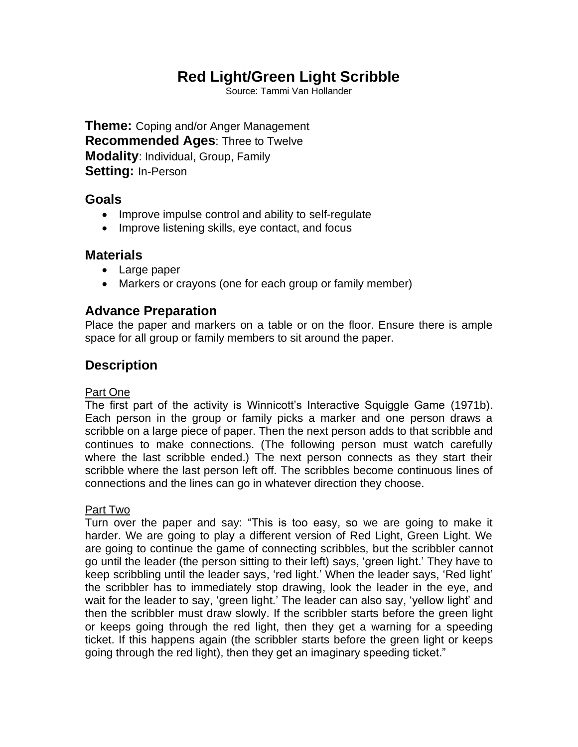# Red Light/Green Light Scribble

Source: Tammi Van Hollander

**Theme:** Coping and/or Anger Management
**Recommended Ages**: Three to Twelve
**Modality**: Individual, Group, Family
**Setting:** In-Person

## Goals

- Improve impulse control and ability to self-regulate
- Improve listening skills, eye contact, and focus

## Materials

- Large paper
- Markers or crayons (one for each group or family member)

## Advance Preparation

Place the paper and markers on a table or on the floor. Ensure there is ample space for all group or family members to sit around the paper.

## Description

Part One

The first part of the activity is Winnicott's Interactive Squiggle Game (1971b). Each person in the group or family picks a marker and one person draws a scribble on a large piece of paper. Then the next person adds to that scribble and continues to make connections. (The following person must watch carefully where the last scribble ended.) The next person connects as they start their scribble where the last person left off. The scribbles become continuous lines of connections and the lines can go in whatever direction they choose.

Part Two

Turn over the paper and say: "This is too easy, so we are going to make it harder. We are going to play a different version of Red Light, Green Light. We are going to continue the game of connecting scribbles, but the scribbler cannot go until the leader (the person sitting to their left) says, 'green light.' They have to keep scribbling until the leader says, 'red light.' When the leader says, 'Red light' the scribbler has to immediately stop drawing, look the leader in the eye, and wait for the leader to say, 'green light.' The leader can also say, 'yellow light' and then the scribbler must draw slowly. If the scribbler starts before the green light or keeps going through the red light, then they get a warning for a speeding ticket. If this happens again (the scribbler starts before the green light or keeps going through the red light), then they get an imaginary speeding ticket."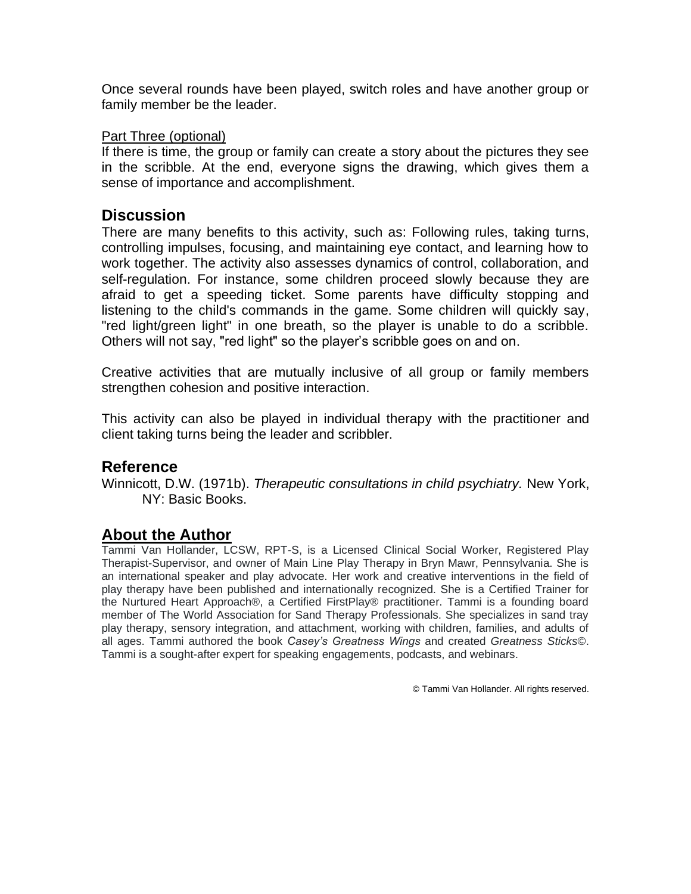Once several rounds have been played, switch roles and have another group or family member be the leader.

Part Three (optional)

If there is time, the group or family can create a story about the pictures they see in the scribble. At the end, everyone signs the drawing, which gives them a sense of importance and accomplishment.

## Discussion

There are many benefits to this activity, such as: Following rules, taking turns, controlling impulses, focusing, and maintaining eye contact, and learning how to work together. The activity also assesses dynamics of control, collaboration, and self-regulation. For instance, some children proceed slowly because they are afraid to get a speeding ticket. Some parents have difficulty stopping and listening to the child's commands in the game. Some children will quickly say, "red light/green light" in one breath, so the player is unable to do a scribble. Others will not say, "red light" so the player's scribble goes on and on.

Creative activities that are mutually inclusive of all group or family members strengthen cohesion and positive interaction.

This activity can also be played in individual therapy with the practitioner and client taking turns being the leader and scribbler.

## Reference

Winnicott, D.W. (1971b). *Therapeutic consultations in child psychiatry.* New York, NY: Basic Books.

## About the Author

Tammi Van Hollander, LCSW, RPT-S, is a Licensed Clinical Social Worker, Registered Play Therapist-Supervisor, and owner of Main Line Play Therapy in Bryn Mawr, Pennsylvania. She is an international speaker and play advocate. Her work and creative interventions in the field of play therapy have been published and internationally recognized. She is a Certified Trainer for the Nurtured Heart Approach®, a Certified FirstPlay® practitioner. Tammi is a founding board member of The World Association for Sand Therapy Professionals. She specializes in sand tray play therapy, sensory integration, and attachment, working with children, families, and adults of all ages. Tammi authored the book *Casey's Greatness Wings* and created *Greatness Sticks©*. Tammi is a sought-after expert for speaking engagements, podcasts, and webinars.

© Tammi Van Hollander. All rights reserved.